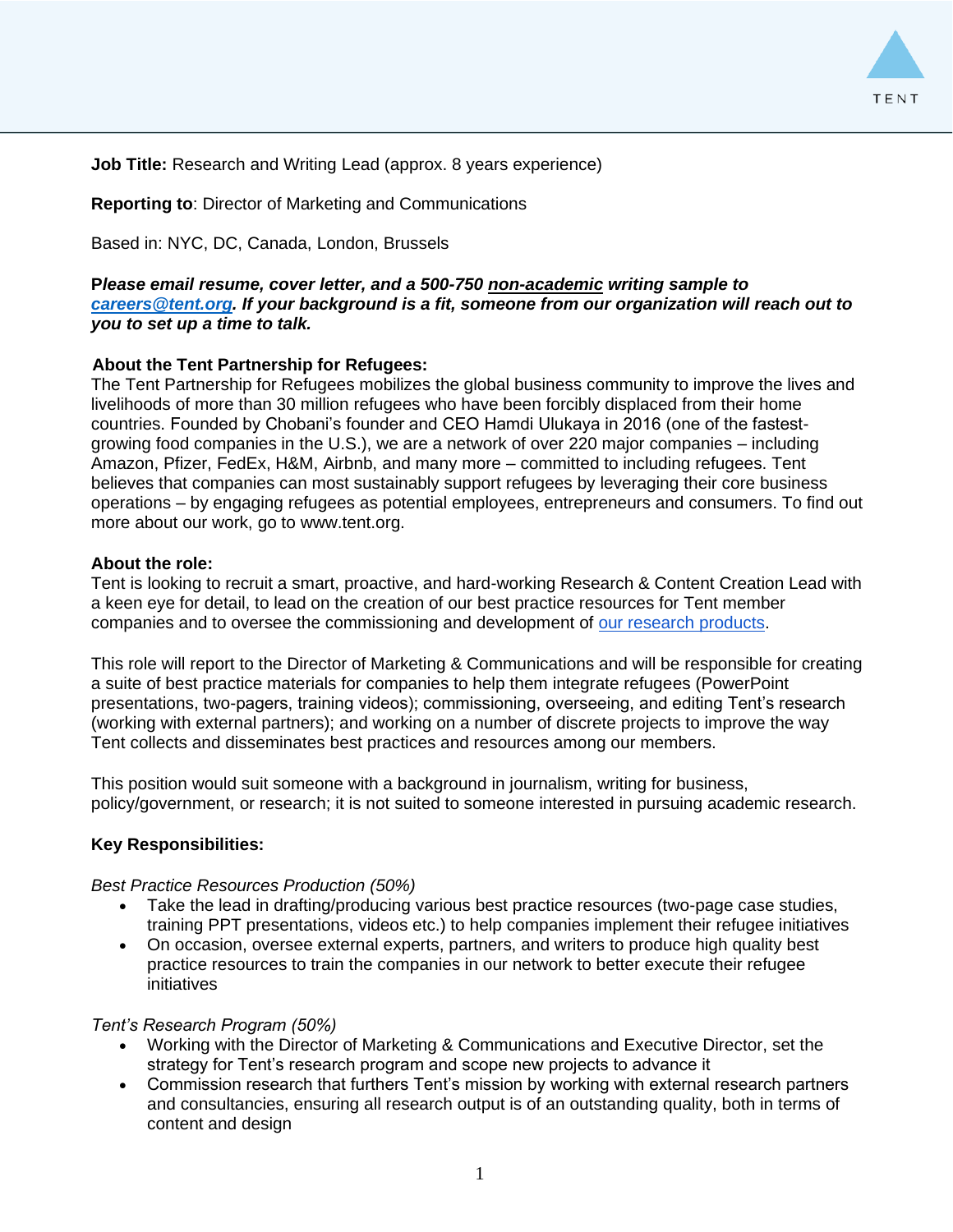**Job Title:** Research and Writing Lead (approx. 8 years experience)

**Reporting to**: Director of Marketing and Communications

Based in: NYC, DC, Canada, London, Brussels

***Please email resume, cover letter, and a 500-750 non-academic writing sample to [careers@tent.org](mailto:careers@tent.org). If your background is a fit, someone from our organization will reach out to you to set up a time to talk.***

**About the Tent Partnership for Refugees:**

The Tent Partnership for Refugees mobilizes the global business community to improve the lives and livelihoods of more than 30 million refugees who have been forcibly displaced from their home countries. Founded by Chobani's founder and CEO Hamdi Ulukaya in 2016 (one of the fastest-growing food companies in the U.S.), we are a network of over 220 major companies – including Amazon, Pfizer, FedEx, H&M, Airbnb, and many more – committed to including refugees. Tent believes that companies can most sustainably support refugees by leveraging their core business operations – by engaging refugees as potential employees, entrepreneurs and consumers. To find out more about our work, go to www.tent.org.

**About the role:**

Tent is looking to recruit a smart, proactive, and hard-working Research & Content Creation Lead with a keen eye for detail, to lead on the creation of our best practice resources for Tent member companies and to oversee the commissioning and development of our research products.

This role will report to the Director of Marketing & Communications and will be responsible for creating a suite of best practice materials for companies to help them integrate refugees (PowerPoint presentations, two-pagers, training videos); commissioning, overseeing, and editing Tent's research (working with external partners); and working on a number of discrete projects to improve the way Tent collects and disseminates best practices and resources among our members.

This position would suit someone with a background in journalism, writing for business, policy/government, or research; it is not suited to someone interested in pursuing academic research.

**Key Responsibilities:**

*Best Practice Resources Production (50%)*

- Take the lead in drafting/producing various best practice resources (two-page case studies, training PPT presentations, videos etc.) to help companies implement their refugee initiatives
- On occasion, oversee external experts, partners, and writers to produce high quality best practice resources to train the companies in our network to better execute their refugee initiatives

*Tent's Research Program (50%)*

- Working with the Director of Marketing & Communications and Executive Director, set the strategy for Tent's research program and scope new projects to advance it
- Commission research that furthers Tent's mission by working with external research partners and consultancies, ensuring all research output is of an outstanding quality, both in terms of content and design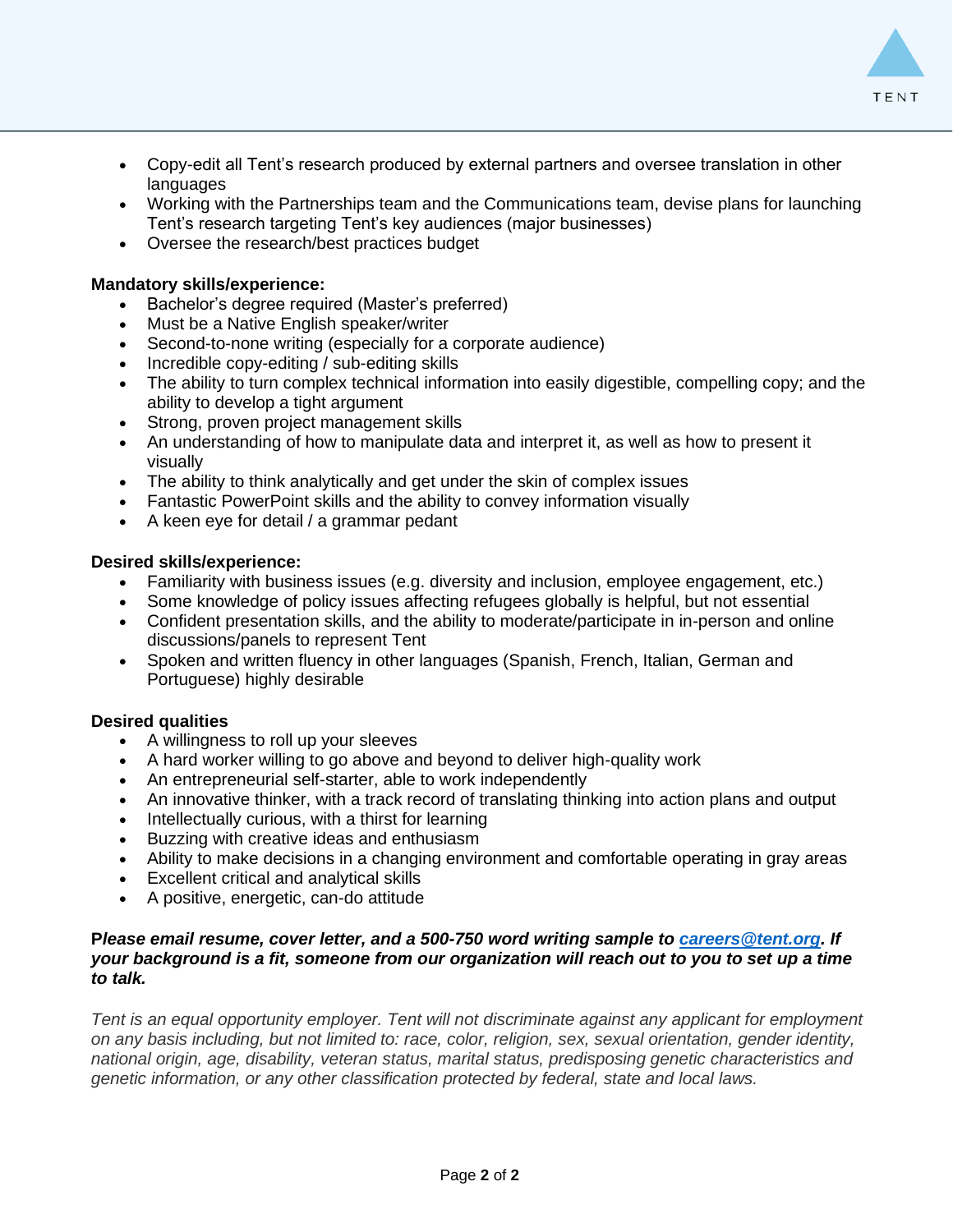- Copy-edit all Tent's research produced by external partners and oversee translation in other languages
- Working with the Partnerships team and the Communications team, devise plans for launching Tent's research targeting Tent's key audiences (major businesses)
- Oversee the research/best practices budget

**Mandatory skills/experience:**

- Bachelor's degree required (Master's preferred)
- Must be a Native English speaker/writer
- Second-to-none writing (especially for a corporate audience)
- Incredible copy-editing / sub-editing skills
- The ability to turn complex technical information into easily digestible, compelling copy; and the ability to develop a tight argument
- Strong, proven project management skills
- An understanding of how to manipulate data and interpret it, as well as how to present it visually
- The ability to think analytically and get under the skin of complex issues
- Fantastic PowerPoint skills and the ability to convey information visually
- A keen eye for detail / a grammar pedant

**Desired skills/experience:**

- Familiarity with business issues (e.g. diversity and inclusion, employee engagement, etc.)
- Some knowledge of policy issues affecting refugees globally is helpful, but not essential
- Confident presentation skills, and the ability to moderate/participate in in-person and online discussions/panels to represent Tent
- Spoken and written fluency in other languages (Spanish, French, Italian, German and Portuguese) highly desirable

**Desired qualities**

- A willingness to roll up your sleeves
- A hard worker willing to go above and beyond to deliver high-quality work
- An entrepreneurial self-starter, able to work independently
- An innovative thinker, with a track record of translating thinking into action plans and output
- Intellectually curious, with a thirst for learning
- Buzzing with creative ideas and enthusiasm
- Ability to make decisions in a changing environment and comfortable operating in gray areas
- Excellent critical and analytical skills
- A positive, energetic, can-do attitude

**P*lease email resume, cover letter, and a 500-750 word writing sample to careers@tent.org. If your background is a fit, someone from our organization will reach out to you to set up a time to talk.***

*Tent is an equal opportunity employer. Tent will not discriminate against any applicant for employment on any basis including, but not limited to: race, color, religion, sex, sexual orientation, gender identity, national origin, age, disability, veteran status, marital status, predisposing genetic characteristics and genetic information, or any other classification protected by federal, state and local laws.*